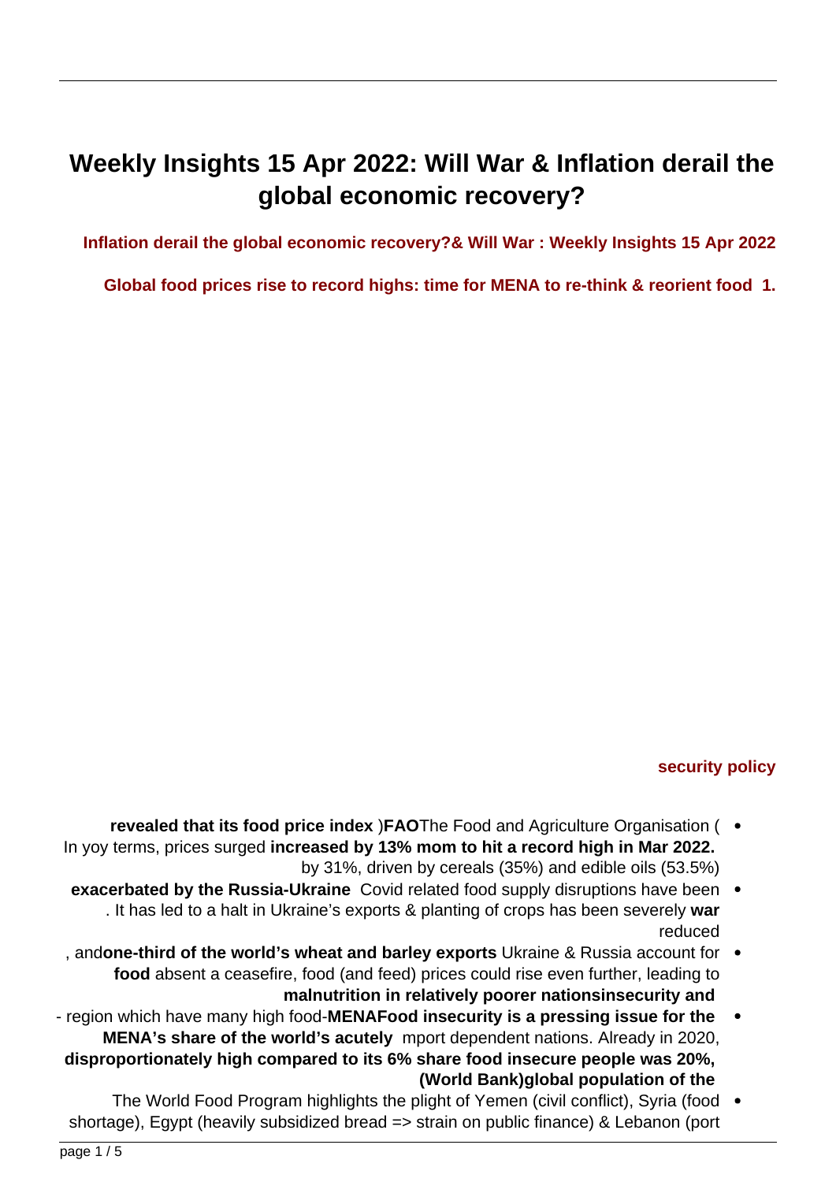# Weekly Insights 15 Apr 2022: Will War & Inflation derail the global economic recovery?

**Weekly Insights 15 Apr 2022 : Will War & Inflation derail the global economic recovery?**

**1. Global food prices rise to record highs: time for MENA to re-think & reorient food security policy**

- The Food and Agriculture Organisation (**FAO**) **revealed that its food price index increased by 13% mom to hit a record high in Mar 2022.** In yoy terms, prices surged by 31%, driven by cereals (35%) and edible oils (53.5%)
- Covid related food supply disruptions have been **exacerbated by the Russia-Ukraine war**. It has led to a halt in Ukraine's exports & planting of crops has been severely reduced
- Ukraine & Russia account for **one-third of the world's wheat and barley exports**, and absent a ceasefire, food (and feed) prices could rise even further, leading to **food insecurity and malnutrition in relatively poorer nations**
- **Food insecurity is a pressing issue for the MENA** region which have many high food-import dependent nations. Already in 2020, **MENA's share of the world's acutely food insecure people was 20%, disproportionately high compared to its 6% share of the global population (World Bank)**
- The World Food Program highlights the plight of Yemen (civil conflict), Syria (food shortage), Egypt (heavily subsidized bread => strain on public finance) & Lebanon (port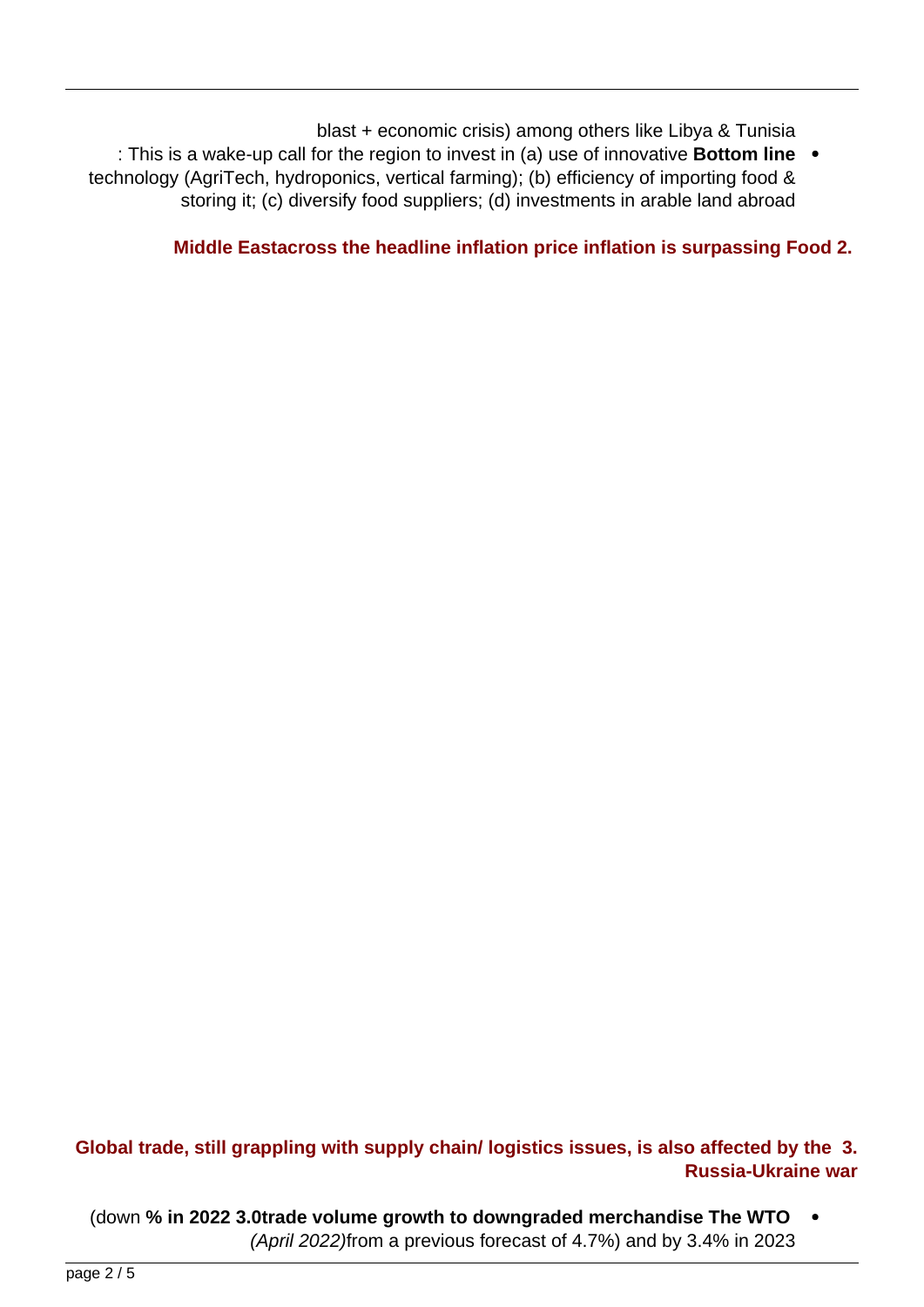blast + economic crisis) among others like Libya & Tunisia

- **Bottom line**: This is a wake-up call for the region to invest in (a) use of innovative technology (AgriTech, hydroponics, vertical farming); (b) efficiency of importing food & storing it; (c) diversify food suppliers; (d) investments in arable land abroad

## 2. Food price inflation is surpassing headline inflation across the Middle East

## 3. Global trade, still grappling with supply chain/ logistics issues, is also affected by the Russia-Ukraine war

- **The WTO downgraded merchandise trade volume growth to 3.0% in 2022** (down from a previous forecast of 4.7%) and by 3.4% in 2023 *(April 2022)*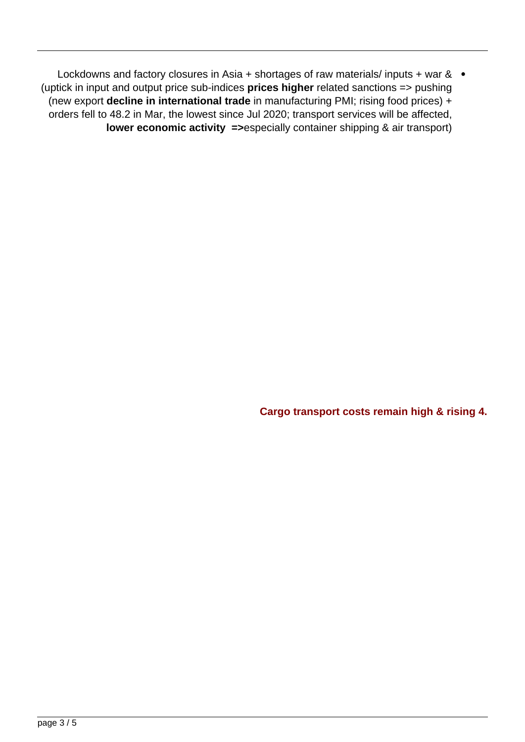- Lockdowns and factory closures in Asia + shortages of raw materials/ inputs + war & related sanctions => pushing **prices higher** (uptick in input and output price sub-indices in manufacturing PMI; rising food prices) + **decline in international trade** (new export orders fell to 48.2 in Mar, the lowest since Jul 2020; transport services will be affected, especially container shipping & air transport) **=> lower economic activity**

## 4. Cargo transport costs remain high & rising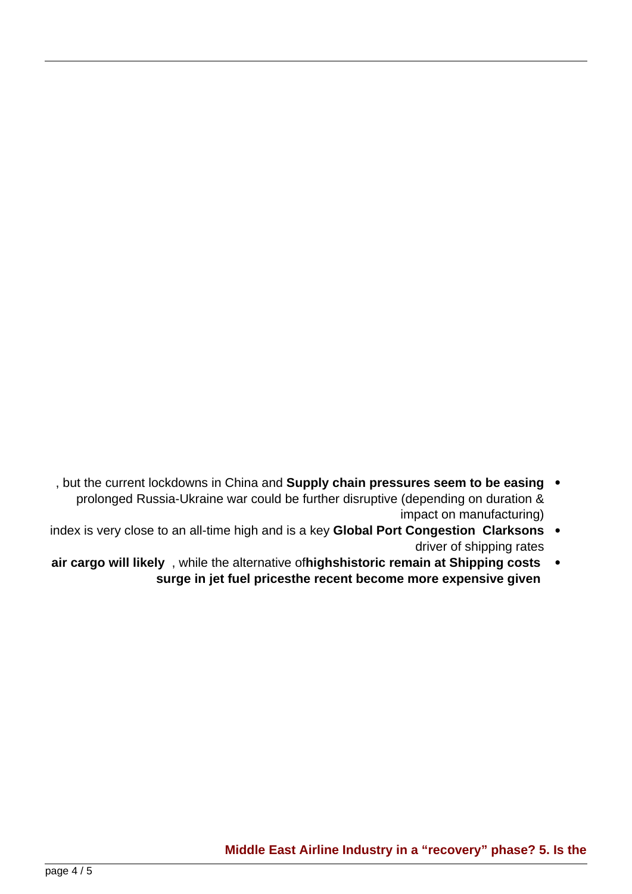- **Supply chain pressures seem to be easing**, but the current lockdowns in China and prolonged Russia-Ukraine war could be further disruptive (depending on duration & impact on manufacturing)
- **Clarksons Global Port Congestion** index is very close to an all-time high and is a key driver of shipping rates
- **Shipping costs remain at historic highs**, while the alternative of **air cargo will likely become more expensive given the recent surge in jet fuel prices**

## 5. Is the Middle East Airline Industry in a “recovery” phase?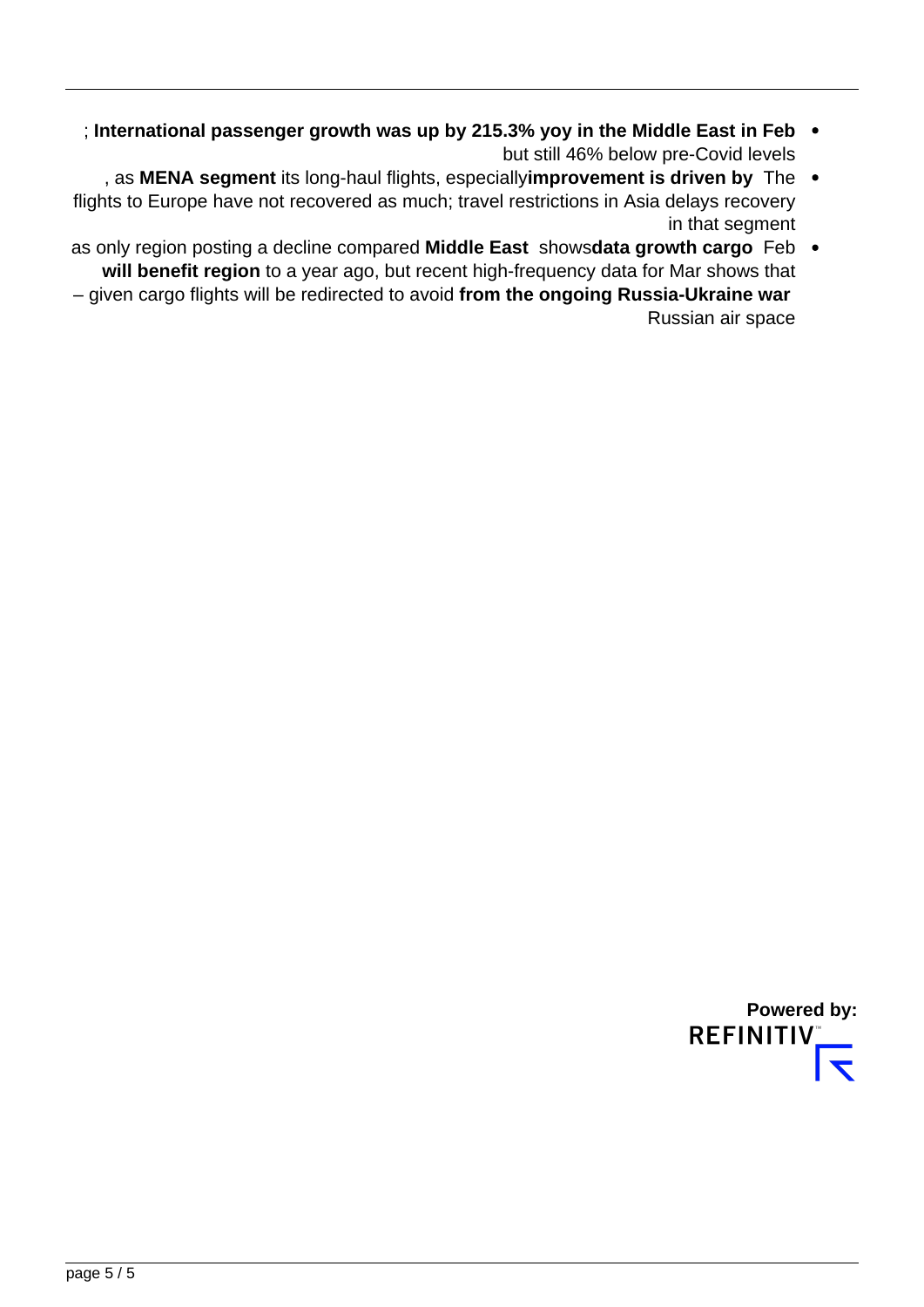- **International passenger growth was up by 215.3% yoy in the Middle East in Feb**; but still 46% below pre-Covid levels
- The **improvement is driven by MENA segment**, as its long-haul flights, especially flights to Europe have not recovered as much; travel restrictions in Asia delays recovery in that segment
- Feb **cargo growth data** shows **Middle East** as only region posting a decline compared to a year ago, but recent high-frequency data for Mar shows that **region will benefit from the ongoing Russia-Ukraine war** – given cargo flights will be redirected to avoid Russian air space

**Powered by:**
REFINITIV